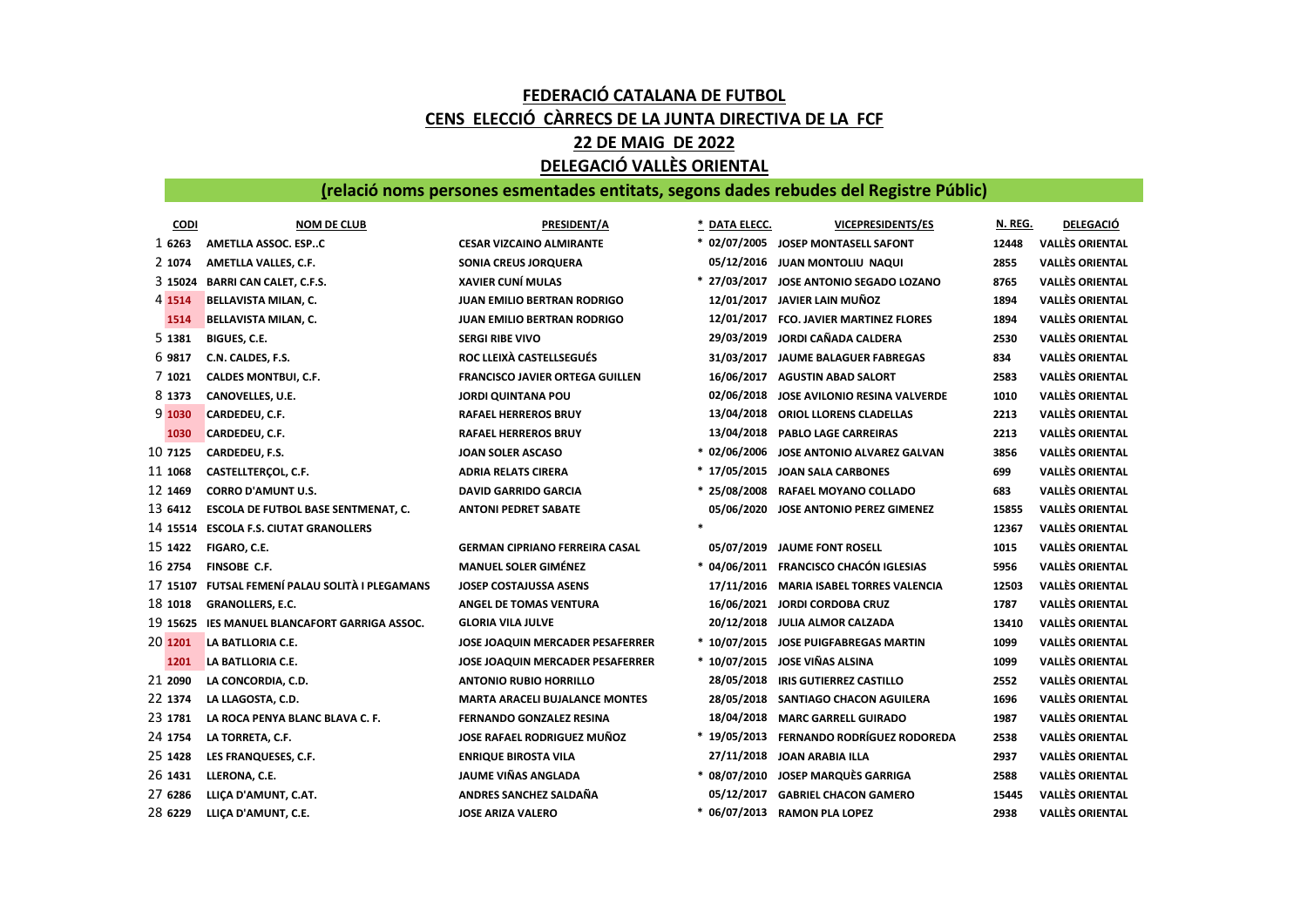# FEDERACIÓ CATALANA DE FUTBOL

## CENS ELECCIÓ CÀRRECS DE LA JUNTA DIRECTIVA DE LA FCF

## 22 DE MAIG DE 2022

## DELEGACIÓ VALLÈS ORIENTAL

### (relació noms persones esmentades entitats, segons dades rebudes del Registre Públic)

| | CODI | NOM DE CLUB | PRESIDENT/A | * | DATA ELECC. | VICEPRESIDENTS/ES | N. REG. | DELEGACIÓ |
|---|---|---|---|---|---|---|---|---|
| 1 | 6263 | AMETLLA ASSOC. ESP..C | CESAR VIZCAINO ALMIRANTE | * | 02/07/2005 | JOSEP MONTASELL SAFONT | 12448 | VALLÈS ORIENTAL |
| 2 | 1074 | AMETLLA VALLES, C.F. | SONIA CREUS JORQUERA | | 05/12/2016 | JUAN MONTOLIU NAQUI | 2855 | VALLÈS ORIENTAL |
| 3 | 15024 | BARRI CAN CALET, C.F.S. | XAVIER CUNÍ MULAS | * | 27/03/2017 | JOSE ANTONIO SEGADO LOZANO | 8765 | VALLÈS ORIENTAL |
| 4 | 1514 | BELLAVISTA MILAN, C. | JUAN EMILIO BERTRAN RODRIGO | | 12/01/2017 | JAVIER LAIN MUÑOZ | 1894 | VALLÈS ORIENTAL |
| | 1514 | BELLAVISTA MILAN, C. | JUAN EMILIO BERTRAN RODRIGO | | 12/01/2017 | FCO. JAVIER MARTINEZ FLORES | 1894 | VALLÈS ORIENTAL |
| 5 | 1381 | BIGUES, C.E. | SERGI RIBE VIVO | | 29/03/2019 | JORDI CAÑADA CALDERA | 2530 | VALLÈS ORIENTAL |
| 6 | 9817 | C.N. CALDES, F.S. | ROC LLEIXÀ CASTELLSEGUÉS | | 31/03/2017 | JAUME BALAGUER FABREGAS | 834 | VALLÈS ORIENTAL |
| 7 | 1021 | CALDES MONTBUI, C.F. | FRANCISCO JAVIER ORTEGA GUILLEN | | 16/06/2017 | AGUSTIN ABAD SALORT | 2583 | VALLÈS ORIENTAL |
| 8 | 1373 | CANOVELLES, U.E. | JORDI QUINTANA POU | | 02/06/2018 | JOSE AVILONIO RESINA VALVERDE | 1010 | VALLÈS ORIENTAL |
| 9 | 1030 | CARDEDEU, C.F. | RAFAEL HERREROS BRUY | | 13/04/2018 | ORIOL LLORENS CLADELLAS | 2213 | VALLÈS ORIENTAL |
| | 1030 | CARDEDEU, C.F. | RAFAEL HERREROS BRUY | | 13/04/2018 | PABLO LAGE CARREIRAS | 2213 | VALLÈS ORIENTAL |
| 10 | 7125 | CARDEDEU, F.S. | JOAN SOLER ASCASO | * | 02/06/2006 | JOSE ANTONIO ALVAREZ GALVAN | 3856 | VALLÈS ORIENTAL |
| 11 | 1068 | CASTELLTERÇOL, C.F. | ADRIA RELATS CIRERA | * | 17/05/2015 | JOAN SALA CARBONES | 699 | VALLÈS ORIENTAL |
| 12 | 1469 | CORRO D'AMUNT U.S. | DAVID GARRIDO GARCIA | * | 25/08/2008 | RAFAEL MOYANO COLLADO | 683 | VALLÈS ORIENTAL |
| 13 | 6412 | ESCOLA DE FUTBOL BASE SENTMENAT, C. | ANTONI PEDRET SABATE | | 05/06/2020 | JOSE ANTONIO PEREZ GIMENEZ | 15855 | VALLÈS ORIENTAL |
| 14 | 15514 | ESCOLA F.S. CIUTAT GRANOLLERS | | * | | | 12367 | VALLÈS ORIENTAL |
| 15 | 1422 | FIGARO, C.E. | GERMAN CIPRIANO FERREIRA CASAL | | 05/07/2019 | JAUME FONT ROSELL | 1015 | VALLÈS ORIENTAL |
| 16 | 2754 | FINSOBE C.F. | MANUEL SOLER GIMÉNEZ | * | 04/06/2011 | FRANCISCO CHACÓN IGLESIAS | 5956 | VALLÈS ORIENTAL |
| 17 | 15107 | FUTSAL FEMENÍ PALAU SOLITÀ I PLEGAMANS | JOSEP COSTAJUSSA ASENS | | 17/11/2016 | MARIA ISABEL TORRES VALENCIA | 12503 | VALLÈS ORIENTAL |
| 18 | 1018 | GRANOLLERS, E.C. | ANGEL DE TOMAS VENTURA | | 16/06/2021 | JORDI CORDOBA CRUZ | 1787 | VALLÈS ORIENTAL |
| 19 | 15625 | IES MANUEL BLANCAFORT GARRIGA ASSOC. | GLORIA VILA JULVE | | 20/12/2018 | JULIA ALMOR CALZADA | 13410 | VALLÈS ORIENTAL |
| 20 | 1201 | LA BATLLORIA C.E. | JOSE JOAQUIN MERCADER PESAFERRER | * | 10/07/2015 | JOSE PUIGFABREGAS MARTIN | 1099 | VALLÈS ORIENTAL |
| | 1201 | LA BATLLORIA C.E. | JOSE JOAQUIN MERCADER PESAFERRER | * | 10/07/2015 | JOSE VIÑAS ALSINA | 1099 | VALLÈS ORIENTAL |
| 21 | 2090 | LA CONCORDIA, C.D. | ANTONIO RUBIO HORRILLO | | 28/05/2018 | IRIS GUTIERREZ CASTILLO | 2552 | VALLÈS ORIENTAL |
| 22 | 1374 | LA LLAGOSTA, C.D. | MARTA ARACELI BUJALANCE MONTES | | 28/05/2018 | SANTIAGO CHACON AGUILERA | 1696 | VALLÈS ORIENTAL |
| 23 | 1781 | LA ROCA PENYA BLANC BLAVA C. F. | FERNANDO GONZALEZ RESINA | | 18/04/2018 | MARC GARRELL GUIRADO | 1987 | VALLÈS ORIENTAL |
| 24 | 1754 | LA TORRETA, C.F. | JOSE RAFAEL RODRIGUEZ MUÑOZ | * | 19/05/2013 | FERNANDO RODRÍGUEZ RODOREDA | 2538 | VALLÈS ORIENTAL |
| 25 | 1428 | LES FRANQUESES, C.F. | ENRIQUE BIROSTA VILA | | 27/11/2018 | JOAN ARABIA ILLA | 2937 | VALLÈS ORIENTAL |
| 26 | 1431 | LLERONA, C.E. | JAUME VIÑAS ANGLADA | * | 08/07/2010 | JOSEP MARQUÈS GARRIGA | 2588 | VALLÈS ORIENTAL |
| 27 | 6286 | LLIÇA D'AMUNT, C.AT. | ANDRES SANCHEZ SALDAÑA | | 05/12/2017 | GABRIEL CHACON GAMERO | 15445 | VALLÈS ORIENTAL |
| 28 | 6229 | LLIÇA D'AMUNT, C.E. | JOSE ARIZA VALERO | * | 06/07/2013 | RAMON PLA LOPEZ | 2938 | VALLÈS ORIENTAL |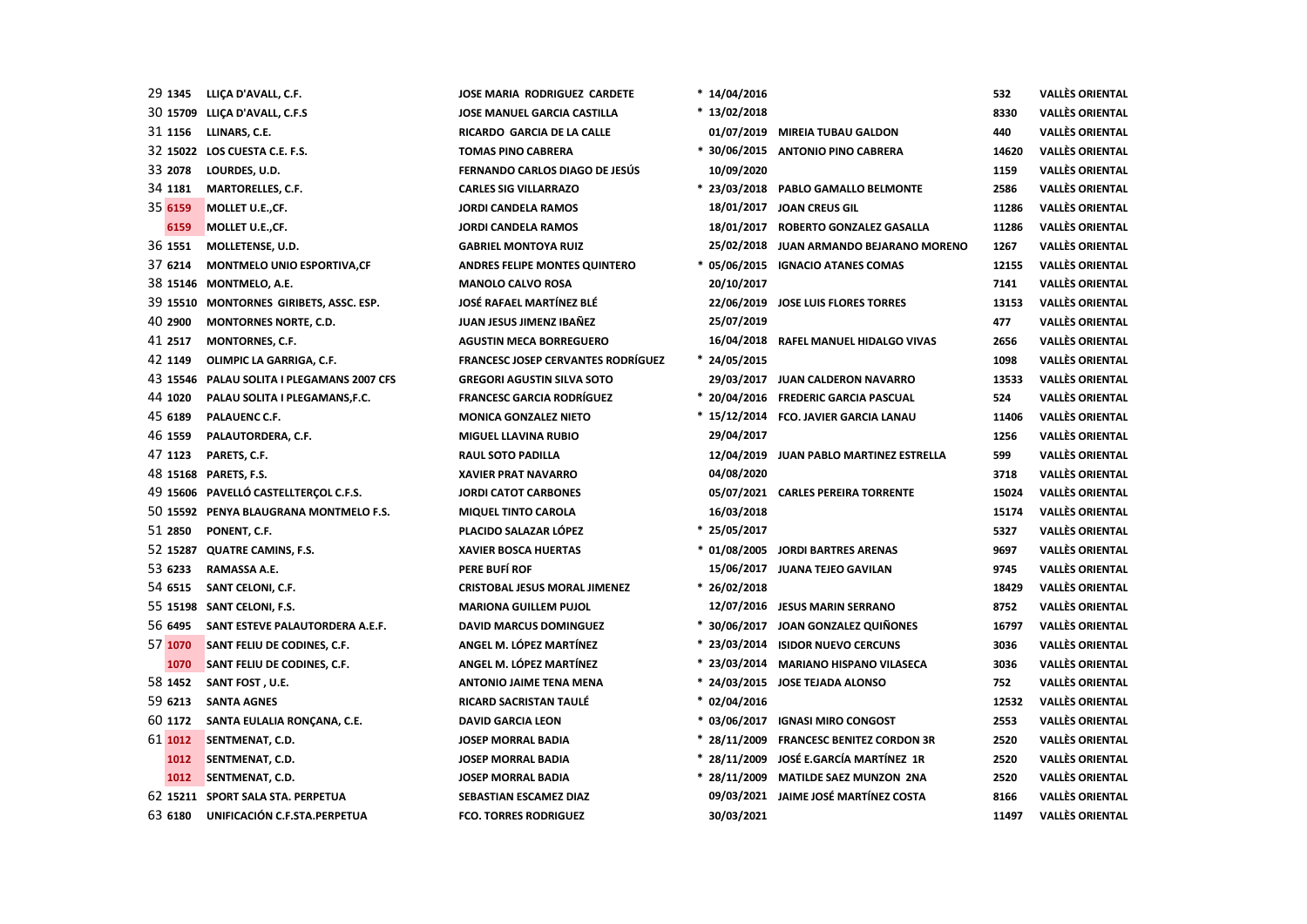| | | | | | | | |
|---|---|---|---|---|---|---|---|
| 29 | **1345** | **LLIÇA D'AVALL, C.F.** | **JOSE MARIA RODRIGUEZ CARDETE** | * **14/04/2016** | | **532** | **VALLÈS ORIENTAL** |
| 30 | **15709** | **LLIÇA D'AVALL, C.F.S** | **JOSE MANUEL GARCIA CASTILLA** | * **13/02/2018** | | **8330** | **VALLÈS ORIENTAL** |
| 31 | **1156** | **LLINARS, C.E.** | **RICARDO GARCIA DE LA CALLE** | **01/07/2019** | **MIREIA TUBAU GALDON** | **440** | **VALLÈS ORIENTAL** |
| 32 | **15022** | **LOS CUESTA C.E. F.S.** | **TOMAS PINO CABRERA** | * **30/06/2015** | **ANTONIO PINO CABRERA** | **14620** | **VALLÈS ORIENTAL** |
| 33 | **2078** | **LOURDES, U.D.** | **FERNANDO CARLOS DIAGO DE JESÚS** | **10/09/2020** | | **1159** | **VALLÈS ORIENTAL** |
| 34 | **1181** | **MARTORELLES, C.F.** | **CARLES SIG VILLARRAZO** | * **23/03/2018** | **PABLO GAMALLO BELMONTE** | **2586** | **VALLÈS ORIENTAL** |
| 35 | **6159** | **MOLLET U.E.,CF.** | **JORDI CANDELA RAMOS** | **18/01/2017** | **JOAN CREUS GIL** | **11286** | **VALLÈS ORIENTAL** |
| | **6159** | **MOLLET U.E.,CF.** | **JORDI CANDELA RAMOS** | **18/01/2017** | **ROBERTO GONZALEZ GASALLA** | **11286** | **VALLÈS ORIENTAL** |
| 36 | **1551** | **MOLLETENSE, U.D.** | **GABRIEL MONTOYA RUIZ** | **25/02/2018** | **JUAN ARMANDO BEJARANO MORENO** | **1267** | **VALLÈS ORIENTAL** |
| 37 | **6214** | **MONTMELO UNIO ESPORTIVA,CF** | **ANDRES FELIPE MONTES QUINTERO** | * **05/06/2015** | **IGNACIO ATANES COMAS** | **12155** | **VALLÈS ORIENTAL** |
| 38 | **15146** | **MONTMELO, A.E.** | **MANOLO CALVO ROSA** | **20/10/2017** | | **7141** | **VALLÈS ORIENTAL** |
| 39 | **15510** | **MONTORNES GIRIBETS, ASSC. ESP.** | **JOSÉ RAFAEL MARTÍNEZ BLÉ** | **22/06/2019** | **JOSE LUIS FLORES TORRES** | **13153** | **VALLÈS ORIENTAL** |
| 40 | **2900** | **MONTORNES NORTE, C.D.** | **JUAN JESUS JIMENZ IBAÑEZ** | **25/07/2019** | | **477** | **VALLÈS ORIENTAL** |
| 41 | **2517** | **MONTORNES, C.F.** | **AGUSTIN MECA BORREGUERO** | **16/04/2018** | **RAFEL MANUEL HIDALGO VIVAS** | **2656** | **VALLÈS ORIENTAL** |
| 42 | **1149** | **OLIMPIC LA GARRIGA, C.F.** | **FRANCESC JOSEP CERVANTES RODRÍGUEZ** | * **24/05/2015** | | **1098** | **VALLÈS ORIENTAL** |
| 43 | **15546** | **PALAU SOLITA I PLEGAMANS 2007 CFS** | **GREGORI AGUSTIN SILVA SOTO** | **29/03/2017** | **JUAN CALDERON NAVARRO** | **13533** | **VALLÈS ORIENTAL** |
| 44 | **1020** | **PALAU SOLITA I PLEGAMANS,F.C.** | **FRANCESC GARCIA RODRÍGUEZ** | * **20/04/2016** | **FREDERIC GARCIA PASCUAL** | **524** | **VALLÈS ORIENTAL** |
| 45 | **6189** | **PALAUENC C.F.** | **MONICA GONZALEZ NIETO** | * **15/12/2014** | **FCO. JAVIER GARCIA LANAU** | **11406** | **VALLÈS ORIENTAL** |
| 46 | **1559** | **PALAUTORDERA, C.F.** | **MIGUEL LLAVINA RUBIO** | **29/04/2017** | | **1256** | **VALLÈS ORIENTAL** |
| 47 | **1123** | **PARETS, C.F.** | **RAUL SOTO PADILLA** | **12/04/2019** | **JUAN PABLO MARTINEZ ESTRELLA** | **599** | **VALLÈS ORIENTAL** |
| 48 | **15168** | **PARETS, F.S.** | **XAVIER PRAT NAVARRO** | **04/08/2020** | | **3718** | **VALLÈS ORIENTAL** |
| 49 | **15606** | **PAVELLÓ CASTELLTERÇOL C.F.S.** | **JORDI CATOT CARBONES** | **05/07/2021** | **CARLES PEREIRA TORRENTE** | **15024** | **VALLÈS ORIENTAL** |
| 50 | **15592** | **PENYA BLAUGRANA MONTMELO F.S.** | **MIQUEL TINTO CAROLA** | **16/03/2018** | | **15174** | **VALLÈS ORIENTAL** |
| 51 | **2850** | **PONENT, C.F.** | **PLACIDO SALAZAR LÓPEZ** | * **25/05/2017** | | **5327** | **VALLÈS ORIENTAL** |
| 52 | **15287** | **QUATRE CAMINS, F.S.** | **XAVIER BOSCA HUERTAS** | * **01/08/2005** | **JORDI BARTRES ARENAS** | **9697** | **VALLÈS ORIENTAL** |
| 53 | **6233** | **RAMASSA A.E.** | **PERE BUFÍ ROF** | **15/06/2017** | **JUANA TEJEO GAVILAN** | **9745** | **VALLÈS ORIENTAL** |
| 54 | **6515** | **SANT CELONI, C.F.** | **CRISTOBAL JESUS MORAL JIMENEZ** | * **26/02/2018** | | **18429** | **VALLÈS ORIENTAL** |
| 55 | **15198** | **SANT CELONI, F.S.** | **MARIONA GUILLEM PUJOL** | **12/07/2016** | **JESUS MARIN SERRANO** | **8752** | **VALLÈS ORIENTAL** |
| 56 | **6495** | **SANT ESTEVE PALAUTORDERA A.E.F.** | **DAVID MARCUS DOMINGUEZ** | * **30/06/2017** | **JOAN GONZALEZ QUIÑONES** | **16797** | **VALLÈS ORIENTAL** |
| 57 | **1070** | **SANT FELIU DE CODINES, C.F.** | **ANGEL M. LÓPEZ MARTÍNEZ** | * **23/03/2014** | **ISIDOR NUEVO CERCUNS** | **3036** | **VALLÈS ORIENTAL** |
| | **1070** | **SANT FELIU DE CODINES, C.F.** | **ANGEL M. LÓPEZ MARTÍNEZ** | * **23/03/2014** | **MARIANO HISPANO VILASECA** | **3036** | **VALLÈS ORIENTAL** |
| 58 | **1452** | **SANT FOST , U.E.** | **ANTONIO JAIME TENA MENA** | * **24/03/2015** | **JOSE TEJADA ALONSO** | **752** | **VALLÈS ORIENTAL** |
| 59 | **6213** | **SANTA AGNES** | **RICARD SACRISTAN TAULÉ** | * **02/04/2016** | | **12532** | **VALLÈS ORIENTAL** |
| 60 | **1172** | **SANTA EULALIA RONÇANA, C.E.** | **DAVID GARCIA LEON** | * **03/06/2017** | **IGNASI MIRO CONGOST** | **2553** | **VALLÈS ORIENTAL** |
| 61 | **1012** | **SENTMENAT, C.D.** | **JOSEP MORRAL BADIA** | * **28/11/2009** | **FRANCESC BENITEZ CORDON 3R** | **2520** | **VALLÈS ORIENTAL** |
| | **1012** | **SENTMENAT, C.D.** | **JOSEP MORRAL BADIA** | * **28/11/2009** | **JOSÉ E.GARCÍA MARTÍNEZ 1R** | **2520** | **VALLÈS ORIENTAL** |
| | **1012** | **SENTMENAT, C.D.** | **JOSEP MORRAL BADIA** | * **28/11/2009** | **MATILDE SAEZ MUNZON 2NA** | **2520** | **VALLÈS ORIENTAL** |
| 62 | **15211** | **SPORT SALA STA. PERPETUA** | **SEBASTIAN ESCAMEZ DIAZ** | **09/03/2021** | **JAIME JOSÉ MARTÍNEZ COSTA** | **8166** | **VALLÈS ORIENTAL** |
| 63 | **6180** | **UNIFICACIÓN C.F.STA.PERPETUA** | **FCO. TORRES RODRIGUEZ** | **30/03/2021** | | **11497** | **VALLÈS ORIENTAL** |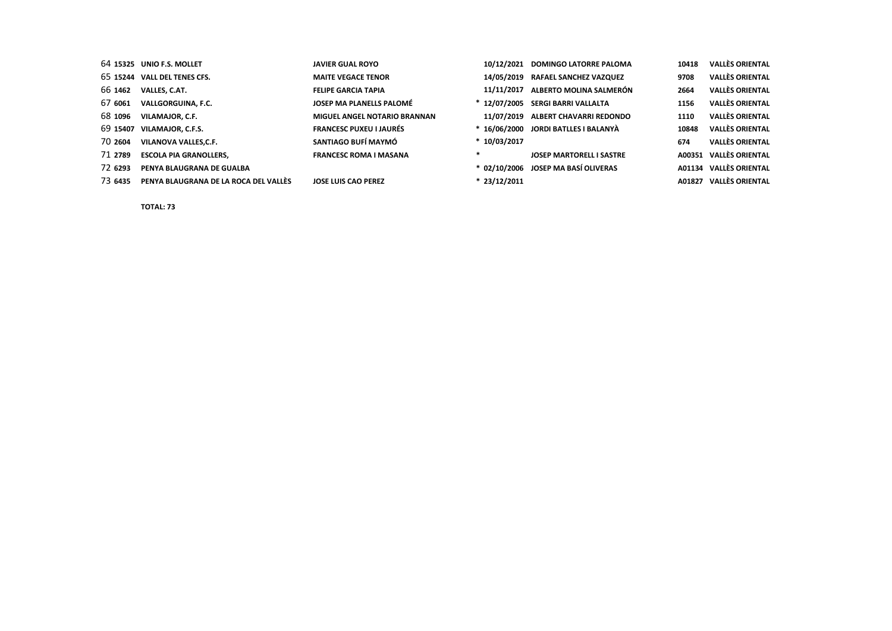| | | | | | | | | |
|---|---|---|---|---|---|---|---|---|
| 64 | **15325** | **UNIO F.S. MOLLET** | **JAVIER GUAL ROYO** | | **10/12/2021** | **DOMINGO LATORRE PALOMA** | **10418** | **VALLÈS ORIENTAL** |
| 65 | **15244** | **VALL DEL TENES CFS.** | **MAITE VEGACE TENOR** | | **14/05/2019** | **RAFAEL SANCHEZ VAZQUEZ** | **9708** | **VALLÈS ORIENTAL** |
| 66 | **1462** | **VALLES, C.AT.** | **FELIPE GARCIA TAPIA** | | **11/11/2017** | **ALBERTO MOLINA SALMERÓN** | **2664** | **VALLÈS ORIENTAL** |
| 67 | **6061** | **VALLGORGUINA, F.C.** | **JOSEP MA PLANELLS PALOMÉ** | * | **12/07/2005** | **SERGI BARRI VALLALTA** | **1156** | **VALLÈS ORIENTAL** |
| 68 | **1096** | **VILAMAJOR, C.F.** | **MIGUEL ANGEL NOTARIO BRANNAN** | | **11/07/2019** | **ALBERT CHAVARRI REDONDO** | **1110** | **VALLÈS ORIENTAL** |
| 69 | **15407** | **VILAMAJOR, C.F.S.** | **FRANCESC PUXEU I JAURÉS** | * | **16/06/2000** | **JORDI BATLLES I BALANYÀ** | **10848** | **VALLÈS ORIENTAL** |
| 70 | **2604** | **VILANOVA VALLES,C.F.** | **SANTIAGO BUFÍ MAYMÓ** | * | **10/03/2017** | | **674** | **VALLÈS ORIENTAL** |
| 71 | **2789** | **ESCOLA PIA GRANOLLERS,** | **FRANCESC ROMA I MASANA** | * | | **JOSEP MARTORELL I SASTRE** | **A00351** | **VALLÈS ORIENTAL** |
| 72 | **6293** | **PENYA BLAUGRANA DE GUALBA** | | * | **02/10/2006** | **JOSEP MA BASÍ OLIVERAS** | **A01134** | **VALLÈS ORIENTAL** |
| 73 | **6435** | **PENYA BLAUGRANA DE LA ROCA DEL VALLÈS** | **JOSE LUIS CAO PEREZ** | * | **23/12/2011** | | **A01827** | **VALLÈS ORIENTAL** |

**TOTAL: 73**